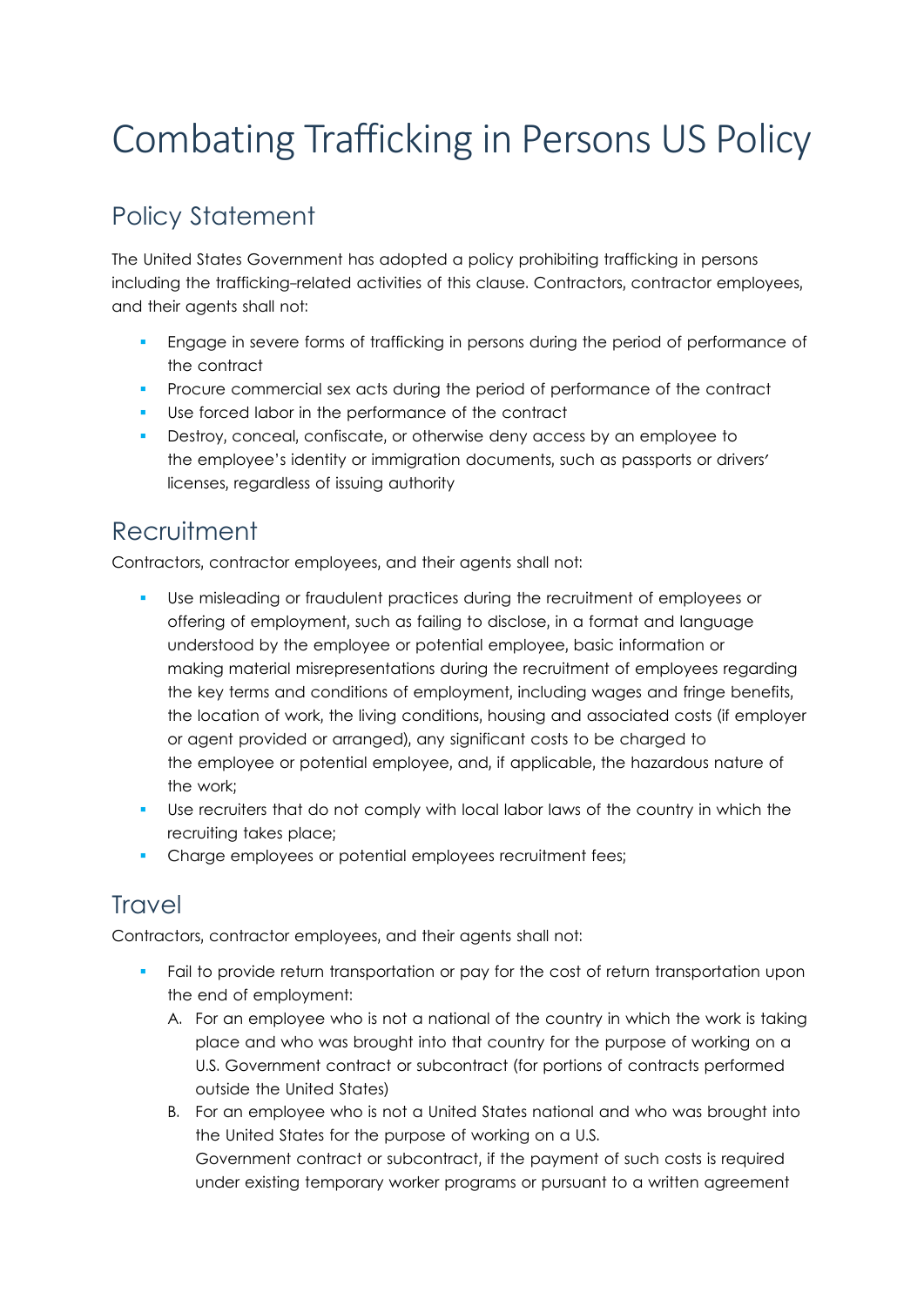# Combating Trafficking in Persons US Policy

## Policy Statement

The United States Government has adopted a policy prohibiting trafficking in persons including the trafficking-related activities of this clause. Contractors, contractor employees, and their agents shall not:

- Engage in severe forms of trafficking in persons during the period of performance of the contract
- Procure commercial sex acts during the period of performance of the contract
- Use forced labor in the performance of the contract
- Destroy, conceal, confiscate, or otherwise deny access by an employee to the employee's identity or immigration documents, such as passports or drivers' licenses, regardless of issuing authority

## Recruitment

Contractors, contractor employees, and their agents shall not:

- Use misleading or fraudulent practices during the recruitment of employees or offering of employment, such as failing to disclose, in a format and language understood by the employee or potential employee, basic information or making material misrepresentations during the recruitment of employees regarding the key terms and conditions of employment, including wages and fringe benefits, the location of work, the living conditions, housing and associated costs (if employer or agent provided or arranged), any significant costs to be charged to the employee or potential employee, and, if applicable, the hazardous nature of the work;
- Use recruiters that do not comply with local labor laws of the country in which the recruiting takes place;
- Charge employees or potential employees recruitment fees;

## Travel

Contractors, contractor employees, and their agents shall not:

- Fail to provide return transportation or pay for the cost of return transportation upon the end of employment:
  A. For an employee who is not a national of the country in which the work is taking place and who was brought into that country for the purpose of working on a U.S. Government contract or subcontract (for portions of contracts performed outside the United States)
  B. For an employee who is not a United States national and who was brought into the United States for the purpose of working on a U.S. Government contract or subcontract, if the payment of such costs is required under existing temporary worker programs or pursuant to a written agreement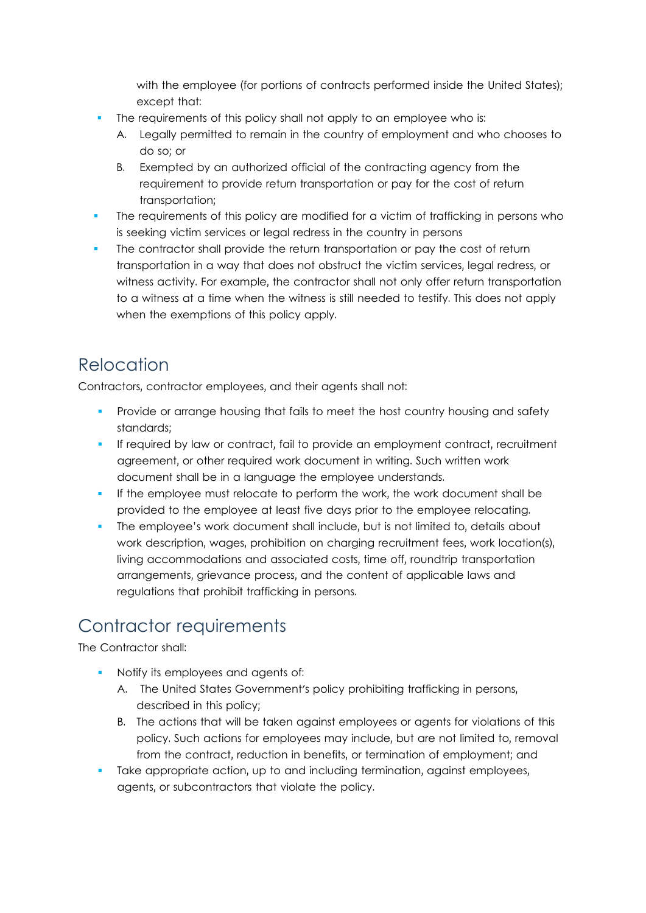with the employee (for portions of contracts performed inside the United States); except that:

- The requirements of this policy shall not apply to an employee who is:
  A. Legally permitted to remain in the country of employment and who chooses to do so; or
  B. Exempted by an authorized official of the contracting agency from the requirement to provide return transportation or pay for the cost of return transportation;
- The requirements of this policy are modified for a victim of trafficking in persons who is seeking victim services or legal redress in the country in persons
- The contractor shall provide the return transportation or pay the cost of return transportation in a way that does not obstruct the victim services, legal redress, or witness activity. For example, the contractor shall not only offer return transportation to a witness at a time when the witness is still needed to testify. This does not apply when the exemptions of this policy apply.

## Relocation

Contractors, contractor employees, and their agents shall not:

- Provide or arrange housing that fails to meet the host country housing and safety standards;
- If required by law or contract, fail to provide an employment contract, recruitment agreement, or other required work document in writing. Such written work document shall be in a language the employee understands.
- If the employee must relocate to perform the work, the work document shall be provided to the employee at least five days prior to the employee relocating.
- The employee's work document shall include, but is not limited to, details about work description, wages, prohibition on charging recruitment fees, work location(s), living accommodations and associated costs, time off, roundtrip transportation arrangements, grievance process, and the content of applicable laws and regulations that prohibit trafficking in persons.

## Contractor requirements

The Contractor shall:

- Notify its employees and agents of:
  A. The United States Government's policy prohibiting trafficking in persons, described in this policy;
  B. The actions that will be taken against employees or agents for violations of this policy. Such actions for employees may include, but are not limited to, removal from the contract, reduction in benefits, or termination of employment; and
- Take appropriate action, up to and including termination, against employees, agents, or subcontractors that violate the policy.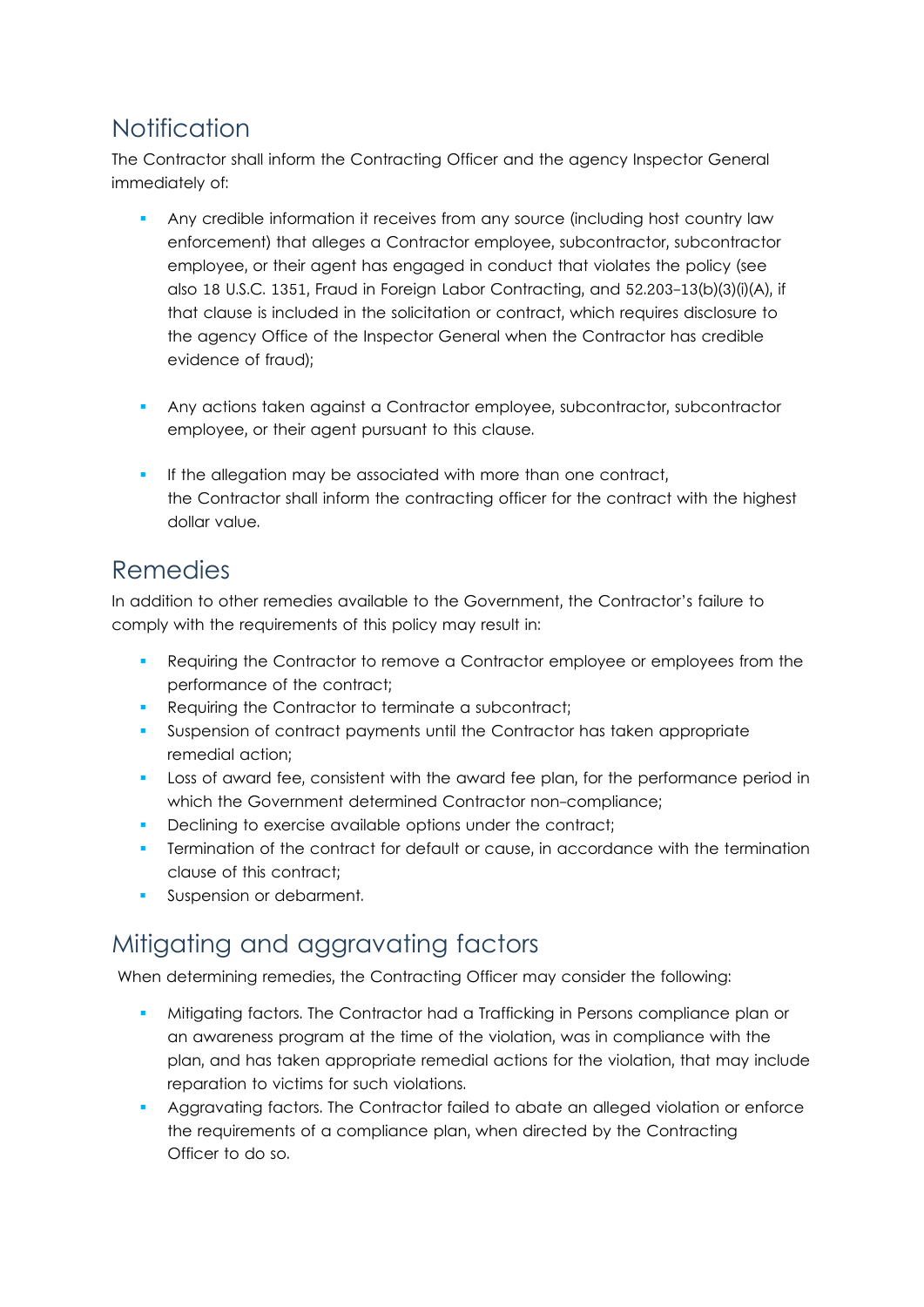## Notification

The Contractor shall inform the Contracting Officer and the agency Inspector General immediately of:

- Any credible information it receives from any source (including host country law enforcement) that alleges a Contractor employee, subcontractor, subcontractor employee, or their agent has engaged in conduct that violates the policy (see also 18 U.S.C. 1351, Fraud in Foreign Labor Contracting, and 52.203-13(b)(3)(i)(A), if that clause is included in the solicitation or contract, which requires disclosure to the agency Office of the Inspector General when the Contractor has credible evidence of fraud);

- Any actions taken against a Contractor employee, subcontractor, subcontractor employee, or their agent pursuant to this clause.

- If the allegation may be associated with more than one contract, the Contractor shall inform the contracting officer for the contract with the highest dollar value.

## Remedies

In addition to other remedies available to the Government, the Contractor's failure to comply with the requirements of this policy may result in:

- Requiring the Contractor to remove a Contractor employee or employees from the performance of the contract;
- Requiring the Contractor to terminate a subcontract;
- Suspension of contract payments until the Contractor has taken appropriate remedial action;
- Loss of award fee, consistent with the award fee plan, for the performance period in which the Government determined Contractor non-compliance;
- Declining to exercise available options under the contract;
- Termination of the contract for default or cause, in accordance with the termination clause of this contract;
- Suspension or debarment.

## Mitigating and aggravating factors

When determining remedies, the Contracting Officer may consider the following:

- Mitigating factors. The Contractor had a Trafficking in Persons compliance plan or an awareness program at the time of the violation, was in compliance with the plan, and has taken appropriate remedial actions for the violation, that may include reparation to victims for such violations.
- Aggravating factors. The Contractor failed to abate an alleged violation or enforce the requirements of a compliance plan, when directed by the Contracting Officer to do so.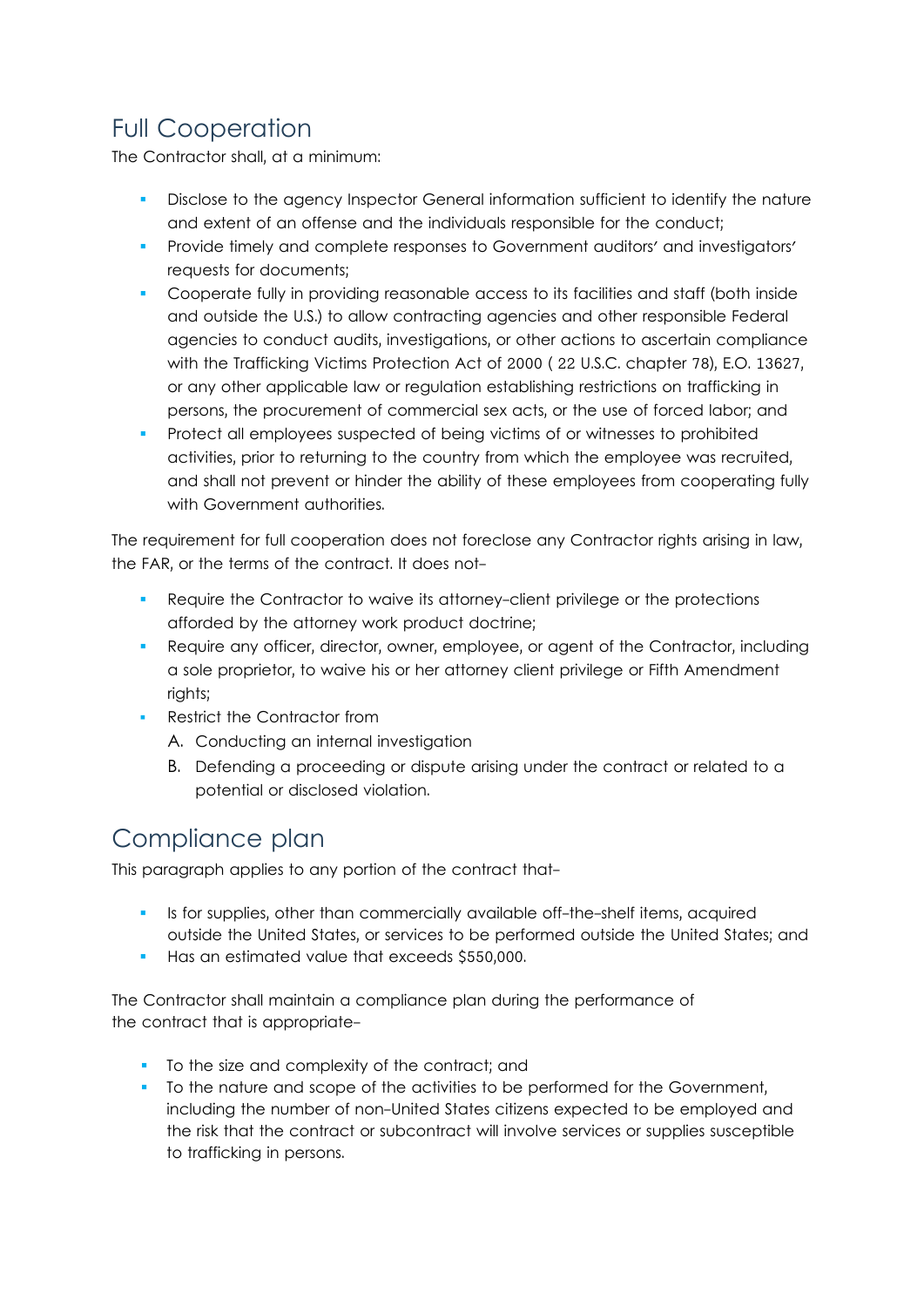## Full Cooperation

The Contractor shall, at a minimum:

- Disclose to the agency Inspector General information sufficient to identify the nature and extent of an offense and the individuals responsible for the conduct;
- Provide timely and complete responses to Government auditors' and investigators' requests for documents;
- Cooperate fully in providing reasonable access to its facilities and staff (both inside and outside the U.S.) to allow contracting agencies and other responsible Federal agencies to conduct audits, investigations, or other actions to ascertain compliance with the Trafficking Victims Protection Act of 2000 ( 22 U.S.C. chapter 78), E.O. 13627, or any other applicable law or regulation establishing restrictions on trafficking in persons, the procurement of commercial sex acts, or the use of forced labor; and
- Protect all employees suspected of being victims of or witnesses to prohibited activities, prior to returning to the country from which the employee was recruited, and shall not prevent or hinder the ability of these employees from cooperating fully with Government authorities.

The requirement for full cooperation does not foreclose any Contractor rights arising in law, the FAR, or the terms of the contract. It does not–

- Require the Contractor to waive its attorney-client privilege or the protections afforded by the attorney work product doctrine;
- Require any officer, director, owner, employee, or agent of the Contractor, including a sole proprietor, to waive his or her attorney client privilege or Fifth Amendment rights;
- Restrict the Contractor from
  A. Conducting an internal investigation
  B. Defending a proceeding or dispute arising under the contract or related to a potential or disclosed violation.

## Compliance plan

This paragraph applies to any portion of the contract that–

- Is for supplies, other than commercially available off-the-shelf items, acquired outside the United States, or services to be performed outside the United States; and
- Has an estimated value that exceeds $550,000.

The Contractor shall maintain a compliance plan during the performance of the contract that is appropriate–

- To the size and complexity of the contract; and
- To the nature and scope of the activities to be performed for the Government, including the number of non-United States citizens expected to be employed and the risk that the contract or subcontract will involve services or supplies susceptible to trafficking in persons.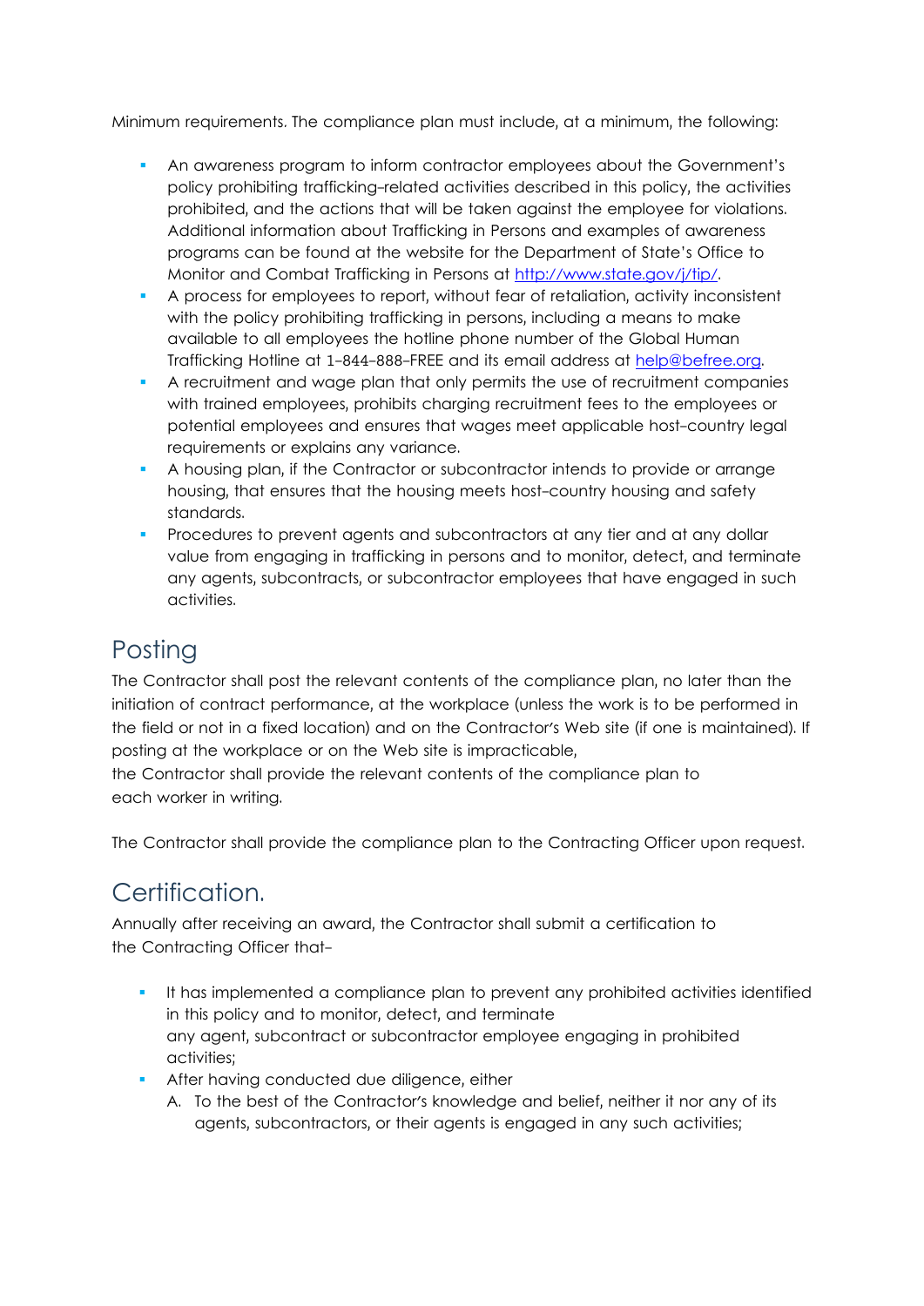Minimum requirements. The compliance plan must include, at a minimum, the following:

- An awareness program to inform contractor employees about the Government's policy prohibiting trafficking-related activities described in this policy, the activities prohibited, and the actions that will be taken against the employee for violations. Additional information about Trafficking in Persons and examples of awareness programs can be found at the website for the Department of State's Office to Monitor and Combat Trafficking in Persons at [http://www.state.gov/j/tip/](http://www.state.gov/j/tip/).
- A process for employees to report, without fear of retaliation, activity inconsistent with the policy prohibiting trafficking in persons, including a means to make available to all employees the hotline phone number of the Global Human Trafficking Hotline at 1-844-888-FREE and its email address at [help@befree.org](mailto:help@befree.org).
- A recruitment and wage plan that only permits the use of recruitment companies with trained employees, prohibits charging recruitment fees to the employees or potential employees and ensures that wages meet applicable host-country legal requirements or explains any variance.
- A housing plan, if the Contractor or subcontractor intends to provide or arrange housing, that ensures that the housing meets host-country housing and safety standards.
- Procedures to prevent agents and subcontractors at any tier and at any dollar value from engaging in trafficking in persons and to monitor, detect, and terminate any agents, subcontracts, or subcontractor employees that have engaged in such activities.

## Posting

The Contractor shall post the relevant contents of the compliance plan, no later than the initiation of contract performance, at the workplace (unless the work is to be performed in the field or not in a fixed location) and on the Contractor's Web site (if one is maintained). If posting at the workplace or on the Web site is impracticable, the Contractor shall provide the relevant contents of the compliance plan to each worker in writing.

The Contractor shall provide the compliance plan to the Contracting Officer upon request.

## Certification.

Annually after receiving an award, the Contractor shall submit a certification to the Contracting Officer that-

- It has implemented a compliance plan to prevent any prohibited activities identified in this policy and to monitor, detect, and terminate any agent, subcontract or subcontractor employee engaging in prohibited activities;
- After having conducted due diligence, either
  A. To the best of the Contractor's knowledge and belief, neither it nor any of its agents, subcontractors, or their agents is engaged in any such activities;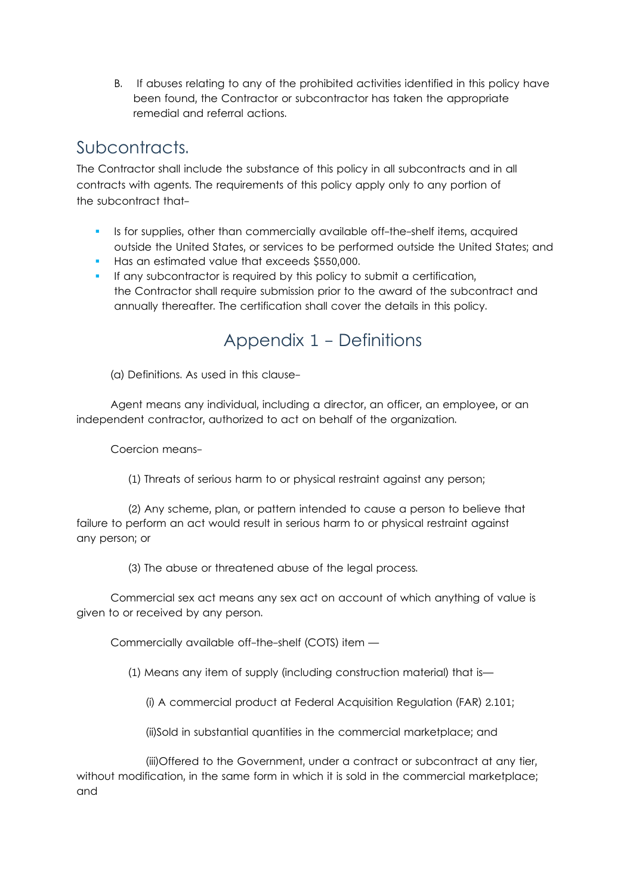B. If abuses relating to any of the prohibited activities identified in this policy have been found, the Contractor or subcontractor has taken the appropriate remedial and referral actions.

## Subcontracts.

The Contractor shall include the substance of this policy in all subcontracts and in all contracts with agents. The requirements of this policy apply only to any portion of the subcontract that–

- Is for supplies, other than commercially available off-the-shelf items, acquired outside the United States, or services to be performed outside the United States; and
- Has an estimated value that exceeds $550,000.
- If any subcontractor is required by this policy to submit a certification, the Contractor shall require submission prior to the award of the subcontract and annually thereafter. The certification shall cover the details in this policy.

## Appendix 1 – Definitions

(a) Definitions. As used in this clause–

Agent means any individual, including a director, an officer, an employee, or an independent contractor, authorized to act on behalf of the organization.

Coercion means–

(1) Threats of serious harm to or physical restraint against any person;

(2) Any scheme, plan, or pattern intended to cause a person to believe that failure to perform an act would result in serious harm to or physical restraint against any person; or

(3) The abuse or threatened abuse of the legal process.

Commercial sex act means any sex act on account of which anything of value is given to or received by any person.

Commercially available off-the-shelf (COTS) item —

(1) Means any item of supply (including construction material) that is—

(i) A commercial product at Federal Acquisition Regulation (FAR) 2.101;

(ii)Sold in substantial quantities in the commercial marketplace; and

(iii)Offered to the Government, under a contract or subcontract at any tier, without modification, in the same form in which it is sold in the commercial marketplace; and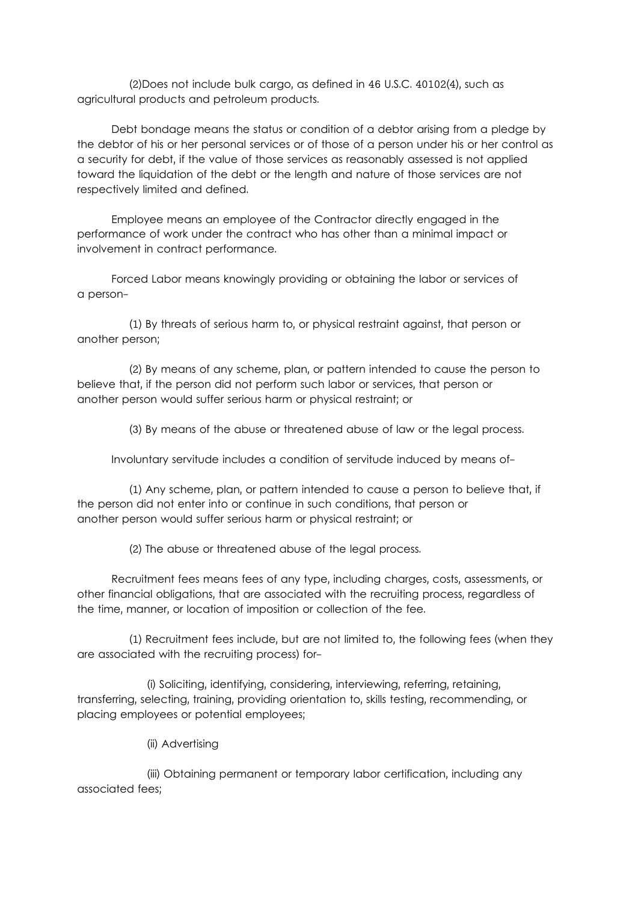(2)Does not include bulk cargo, as defined in 46 U.S.C. 40102(4), such as agricultural products and petroleum products.

Debt bondage means the status or condition of a debtor arising from a pledge by the debtor of his or her personal services or of those of a person under his or her control as a security for debt, if the value of those services as reasonably assessed is not applied toward the liquidation of the debt or the length and nature of those services are not respectively limited and defined.

Employee means an employee of the Contractor directly engaged in the performance of work under the contract who has other than a minimal impact or involvement in contract performance.

Forced Labor means knowingly providing or obtaining the labor or services of a person–

(1) By threats of serious harm to, or physical restraint against, that person or another person;

(2) By means of any scheme, plan, or pattern intended to cause the person to believe that, if the person did not perform such labor or services, that person or another person would suffer serious harm or physical restraint; or

(3) By means of the abuse or threatened abuse of law or the legal process.

Involuntary servitude includes a condition of servitude induced by means of–

(1) Any scheme, plan, or pattern intended to cause a person to believe that, if the person did not enter into or continue in such conditions, that person or another person would suffer serious harm or physical restraint; or

(2) The abuse or threatened abuse of the legal process.

Recruitment fees means fees of any type, including charges, costs, assessments, or other financial obligations, that are associated with the recruiting process, regardless of the time, manner, or location of imposition or collection of the fee.

(1) Recruitment fees include, but are not limited to, the following fees (when they are associated with the recruiting process) for–

(i) Soliciting, identifying, considering, interviewing, referring, retaining, transferring, selecting, training, providing orientation to, skills testing, recommending, or placing employees or potential employees;

(ii) Advertising

(iii) Obtaining permanent or temporary labor certification, including any associated fees;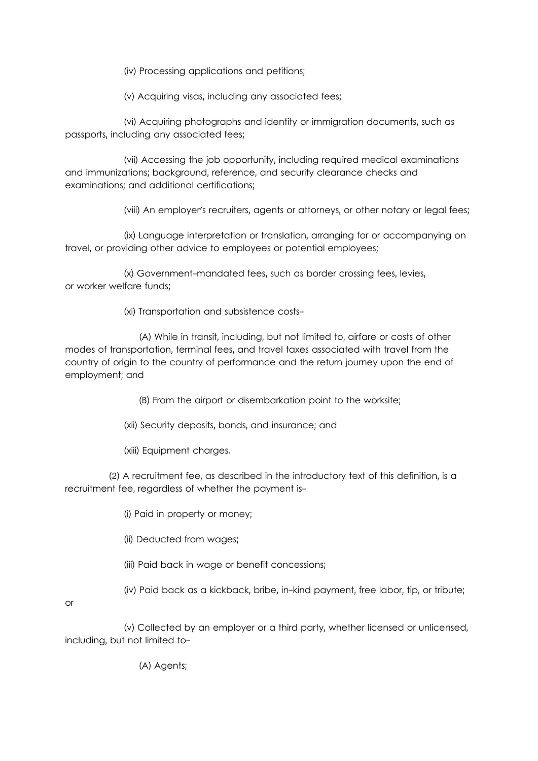(iv) Processing applications and petitions;

(v) Acquiring visas, including any associated fees;

(vi) Acquiring photographs and identity or immigration documents, such as passports, including any associated fees;

(vii) Accessing the job opportunity, including required medical examinations and immunizations; background, reference, and security clearance checks and examinations; and additional certifications;

(viii) An employer's recruiters, agents or attorneys, or other notary or legal fees;

(ix) Language interpretation or translation, arranging for or accompanying on travel, or providing other advice to employees or potential employees;

(x) Government-mandated fees, such as border crossing fees, levies, or worker welfare funds;

(xi) Transportation and subsistence costs-

(A) While in transit, including, but not limited to, airfare or costs of other modes of transportation, terminal fees, and travel taxes associated with travel from the country of origin to the country of performance and the return journey upon the end of employment; and

(B) From the airport or disembarkation point to the worksite;

(xii) Security deposits, bonds, and insurance; and

(xiii) Equipment charges.

(2) A recruitment fee, as described in the introductory text of this definition, is a recruitment fee, regardless of whether the payment is-

(i) Paid in property or money;

(ii) Deducted from wages;

(iii) Paid back in wage or benefit concessions;

(iv) Paid back as a kickback, bribe, in-kind payment, free labor, tip, or tribute; or

(v) Collected by an employer or a third party, whether licensed or unlicensed, including, but not limited to-

(A) Agents;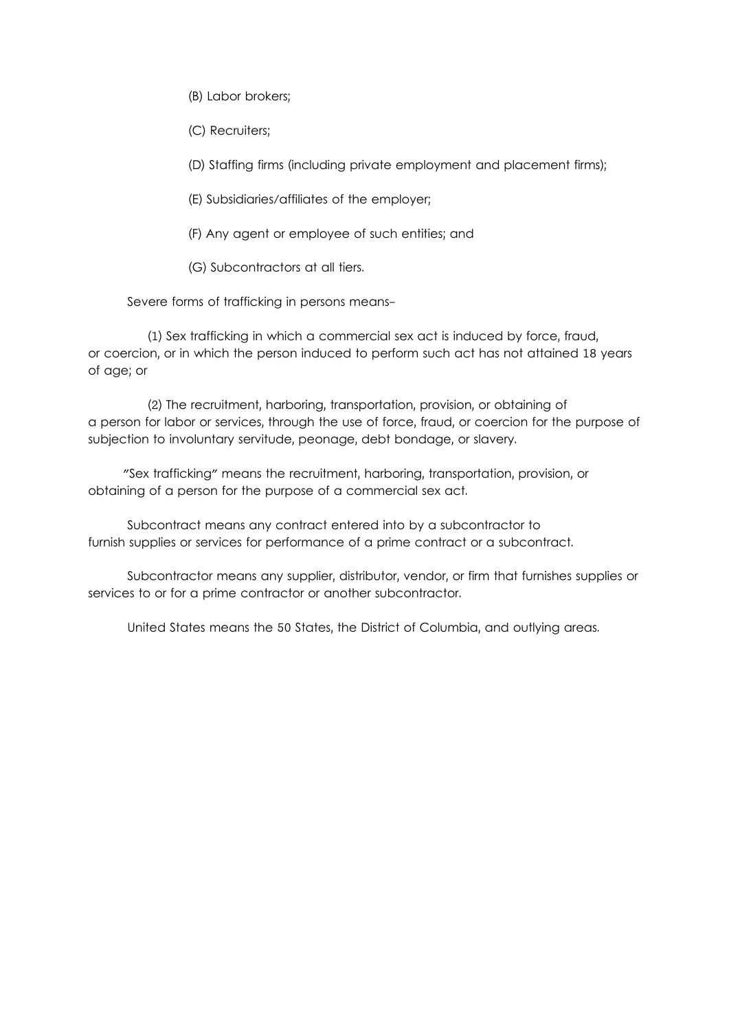(B) Labor brokers;

(C) Recruiters;

(D) Staffing firms (including private employment and placement firms);

(E) Subsidiaries/affiliates of the employer;

(F) Any agent or employee of such entities; and

(G) Subcontractors at all tiers.

Severe forms of trafficking in persons means–

(1) Sex trafficking in which a commercial sex act is induced by force, fraud, or coercion, or in which the person induced to perform such act has not attained 18 years of age; or

(2) The recruitment, harboring, transportation, provision, or obtaining of a person for labor or services, through the use of force, fraud, or coercion for the purpose of subjection to involuntary servitude, peonage, debt bondage, or slavery.

"Sex trafficking" means the recruitment, harboring, transportation, provision, or obtaining of a person for the purpose of a commercial sex act.

Subcontract means any contract entered into by a subcontractor to furnish supplies or services for performance of a prime contract or a subcontract.

Subcontractor means any supplier, distributor, vendor, or firm that furnishes supplies or services to or for a prime contractor or another subcontractor.

United States means the 50 States, the District of Columbia, and outlying areas.